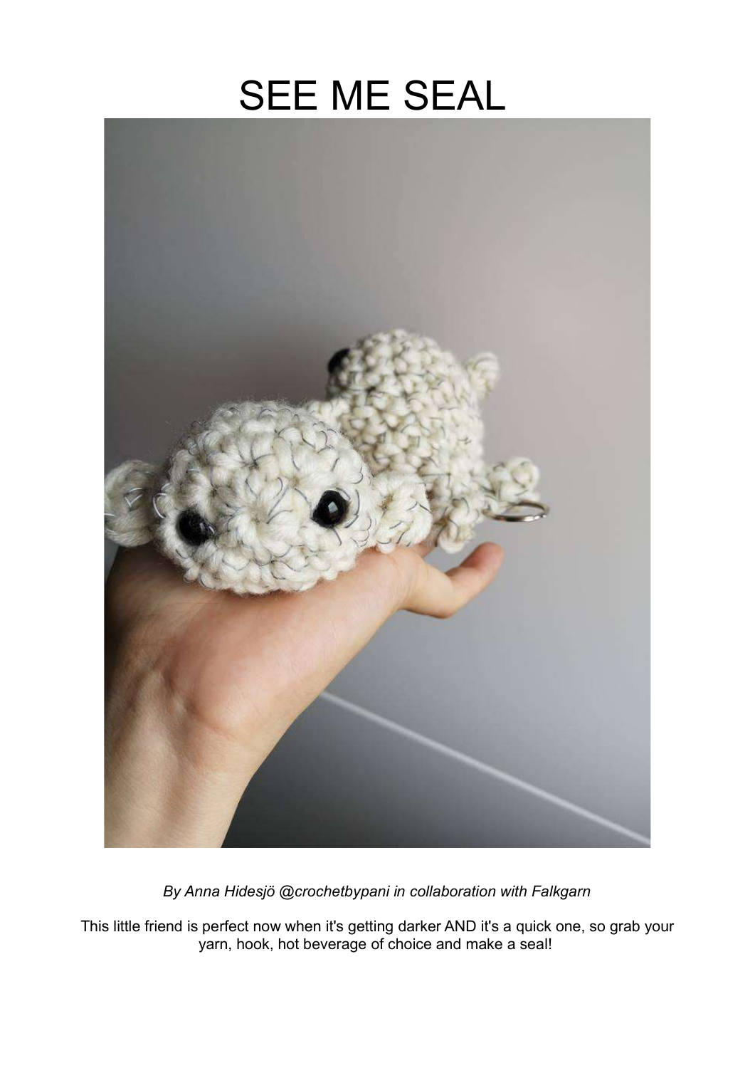# SEE ME SEAL

*By Anna Hidesjö @crochetbypani in collaboration with Falkgarn*

This little friend is perfect now when it's getting darker AND it's a quick one, so grab your yarn, hook, hot beverage of choice and make a seal!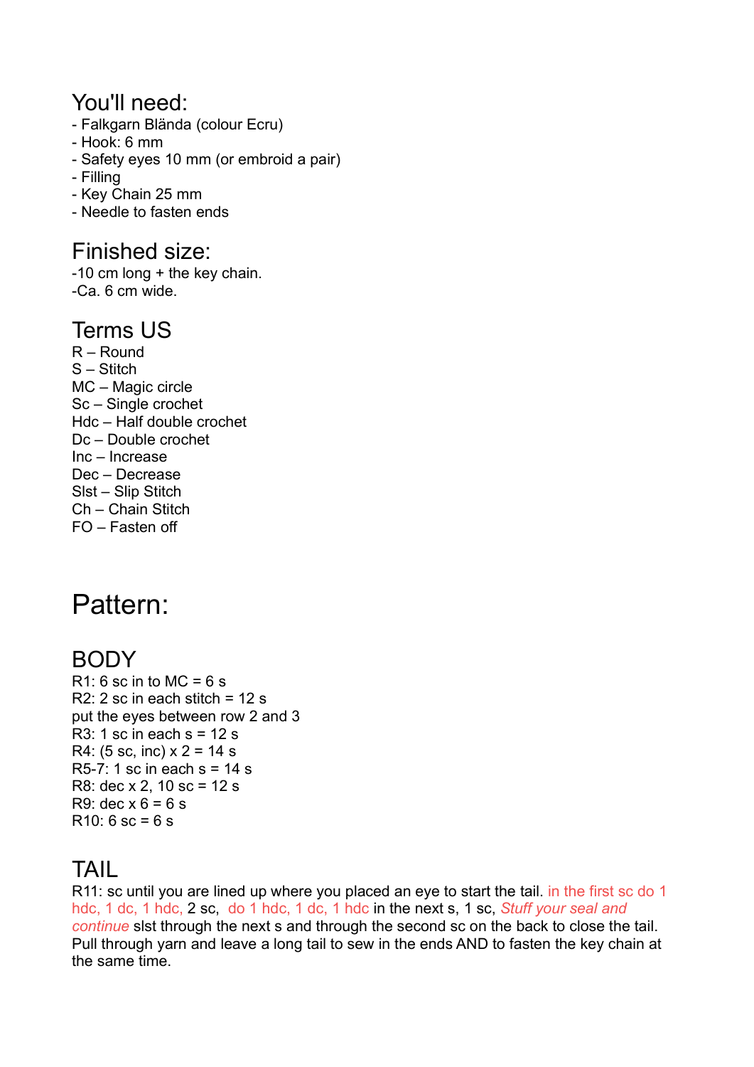## You'll need:

- Falkgarn Blända (colour Ecru)
- Hook: 6 mm
- Safety eyes 10 mm (or embroid a pair)
- Filling
- Key Chain 25 mm
- Needle to fasten ends

## Finished size:

-10 cm long + the key chain.
-Ca. 6 cm wide.

## Terms US

R – Round
S – Stitch
MC – Magic circle
Sc – Single crochet
Hdc – Half double crochet
Dc – Double crochet
Inc – Increase
Dec – Decrease
Slst – Slip Stitch
Ch – Chain Stitch
FO – Fasten off

# Pattern:

## BODY

R1: 6 sc in to MC = 6 s
R2: 2 sc in each stitch = 12 s
put the eyes between row 2 and 3
R3: 1 sc in each s = 12 s
R4: (5 sc, inc) x 2 = 14 s
R5-7: 1 sc in each s = 14 s
R8: dec x 2, 10 sc = 12 s
R9: dec x 6 = 6 s
R10: 6 sc = 6 s

## TAIL

R11: sc until you are lined up where you placed an eye to start the tail. in the first sc do 1 hdc, 1 dc, 1 hdc, 2 sc, do 1 hdc, 1 dc, 1 hdc in the next s, 1 sc, *Stuff your seal and continue* slst through the next s and through the second sc on the back to close the tail. Pull through yarn and leave a long tail to sew in the ends AND to fasten the key chain at the same time.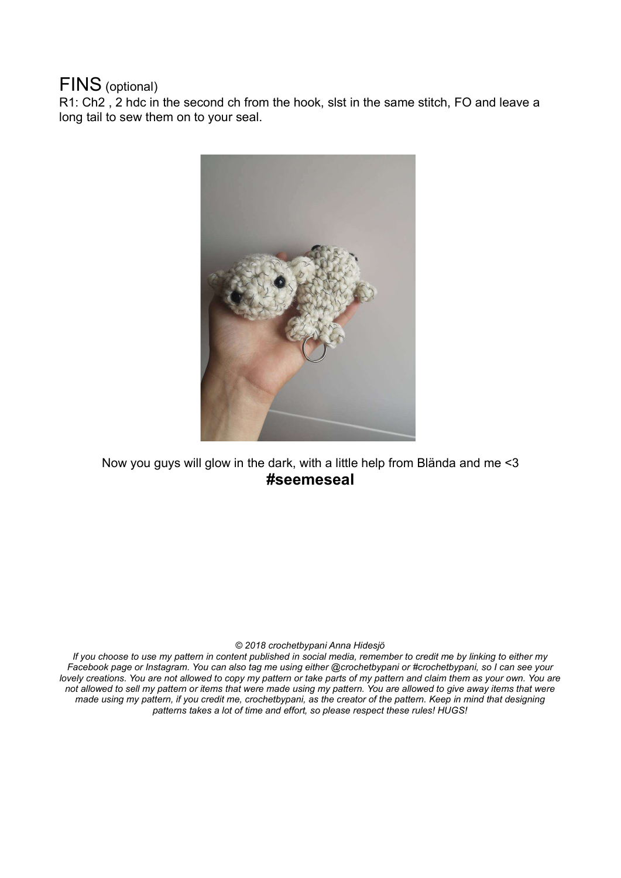# FINS (optional)

R1: Ch2 , 2 hdc in the second ch from the hook, slst in the same stitch, FO and leave a long tail to sew them on to your seal.

Now you guys will glow in the dark, with a little help from Blända and me <3

**#seemeseal**

*© 2018 crochetbypani Anna Hidesjö*

*If you choose to use my pattern in content published in social media, remember to credit me by linking to either my Facebook page or Instagram. You can also tag me using either @crochetbypani or #crochetbypani, so I can see your lovely creations. You are not allowed to copy my pattern or take parts of my pattern and claim them as your own. You are not allowed to sell my pattern or items that were made using my pattern. You are allowed to give away items that were made using my pattern, if you credit me, crochetbypani, as the creator of the pattern. Keep in mind that designing patterns takes a lot of time and effort, so please respect these rules! HUGS!*